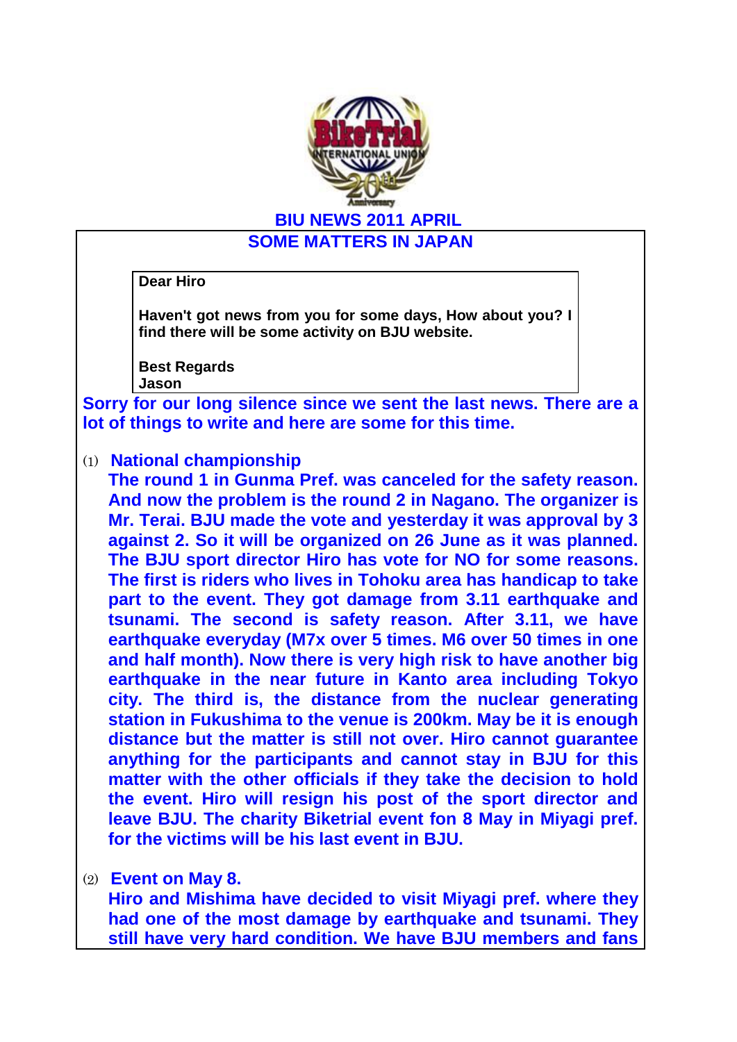# BIU NEWS 2011 APRIL

## SOME MATTERS IN JAPAN

> **Dear Hiro**
>
> **Haven't got news from you for some days, How about you? I find there will be some activity on BJU website.**
>
> **Best Regards**
> **Jason**

**Sorry for our long silence since we sent the last news. There are a lot of things to write and here are some for this time.**

(1) **National championship**

**The round 1 in Gunma Pref. was canceled for the safety reason. And now the problem is the round 2 in Nagano. The organizer is Mr. Terai. BJU made the vote and yesterday it was approval by 3 against 2. So it will be organized on 26 June as it was planned. The BJU sport director Hiro has vote for NO for some reasons. The first is riders who lives in Tohoku area has handicap to take part to the event. They got damage from 3.11 earthquake and tsunami. The second is safety reason. After 3.11, we have earthquake everyday (M7x over 5 times. M6 over 50 times in one and half month). Now there is very high risk to have another big earthquake in the near future in Kanto area including Tokyo city. The third is, the distance from the nuclear generating station in Fukushima to the venue is 200km. May be it is enough distance but the matter is still not over. Hiro cannot guarantee anything for the participants and cannot stay in BJU for this matter with the other officials if they take the decision to hold the event. Hiro will resign his post of the sport director and leave BJU. The charity Biketrial event fon 8 May in Miyagi pref. for the victims will be his last event in BJU.**

(2) **Event on May 8.**

**Hiro and Mishima have decided to visit Miyagi pref. where they had one of the most damage by earthquake and tsunami. They still have very hard condition. We have BJU members and fans**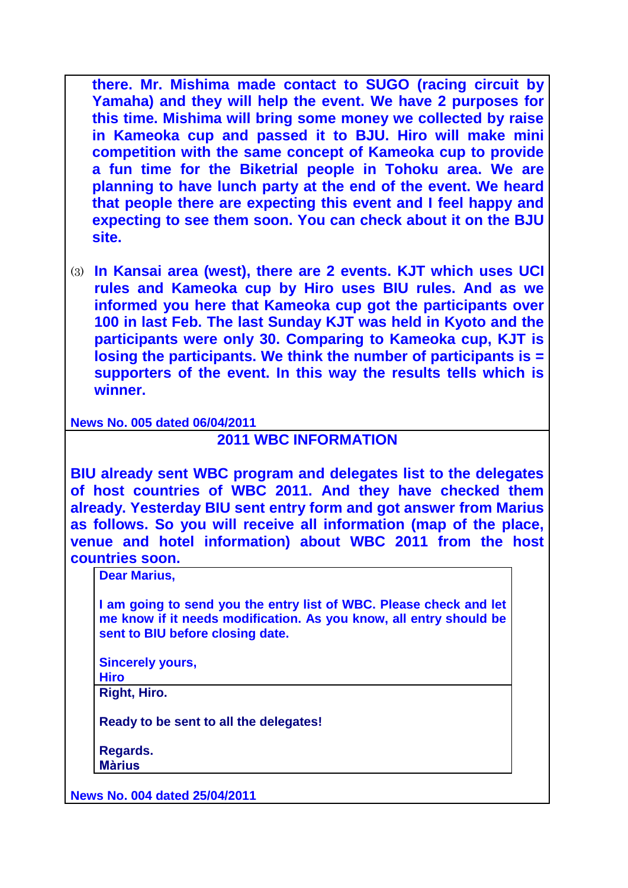**there. Mr. Mishima made contact to SUGO (racing circuit by Yamaha) and they will help the event. We have 2 purposes for this time. Mishima will bring some money we collected by raise in Kameoka cup and passed it to BJU. Hiro will make mini competition with the same concept of Kameoka cup to provide a fun time for the Biketrial people in Tohoku area. We are planning to have lunch party at the end of the event. We heard that people there are expecting this event and I feel happy and expecting to see them soon. You can check about it on the BJU site.**

⑶ **In Kansai area (west), there are 2 events. KJT which uses UCI rules and Kameoka cup by Hiro uses BIU rules. And as we informed you here that Kameoka cup got the participants over 100 in last Feb. The last Sunday KJT was held in Kyoto and the participants were only 30. Comparing to Kameoka cup, KJT is losing the participants. We think the number of participants is = supporters of the event. In this way the results tells which is winner.**

**News No. 005 dated 06/04/2011**

## 2011 WBC INFORMATION

**BIU already sent WBC program and delegates list to the delegates of host countries of WBC 2011. And they have checked them already. Yesterday BIU sent entry form and got answer from Marius as follows. So you will receive all information (map of the place, venue and hotel information) about WBC 2011 from the host countries soon.**

> **Dear Marius,**
>
> **I am going to send you the entry list of WBC. Please check and let me know if it needs modification. As you know, all entry should be sent to BIU before closing date.**
>
> **Sincerely yours,**
> **Hiro**

> **Right, Hiro.**
>
> **Ready to be sent to all the delegates!**
>
> **Regards.**
> **Màrius**

**News No. 004 dated 25/04/2011**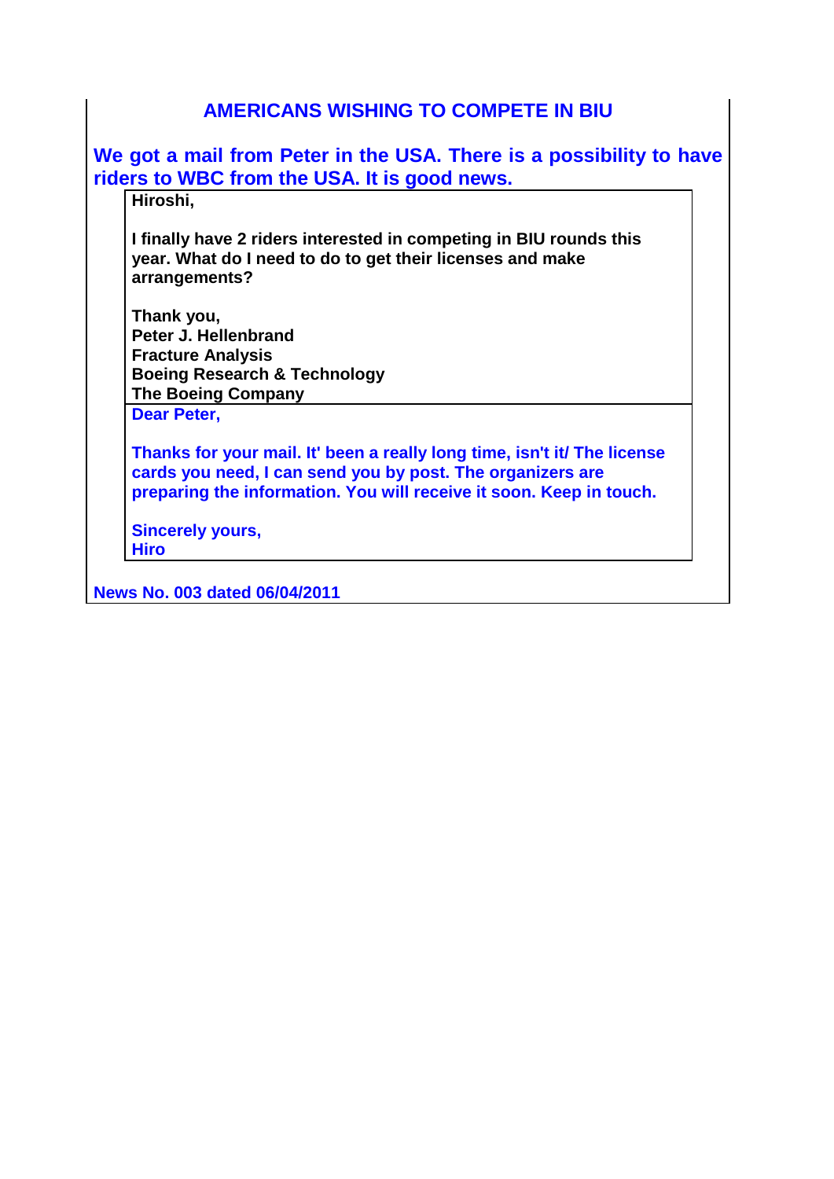## AMERICANS WISHING TO COMPETE IN BIU

**We got a mail from Peter in the USA. There is a possibility to have riders to WBC from the USA. It is good news.**

**Hiroshi,**

**I finally have 2 riders interested in competing in BIU rounds this year. What do I need to do to get their licenses and make arrangements?**

**Thank you,**
**Peter J. Hellenbrand**
**Fracture Analysis**
**Boeing Research & Technology**
**The Boeing Company**

**Dear Peter,**

**Thanks for your mail. It' been a really long time, isn't it/ The license cards you need, I can send you by post. The organizers are preparing the information. You will receive it soon. Keep in touch.**

**Sincerely yours,**
**Hiro**

**News No. 003 dated 06/04/2011**